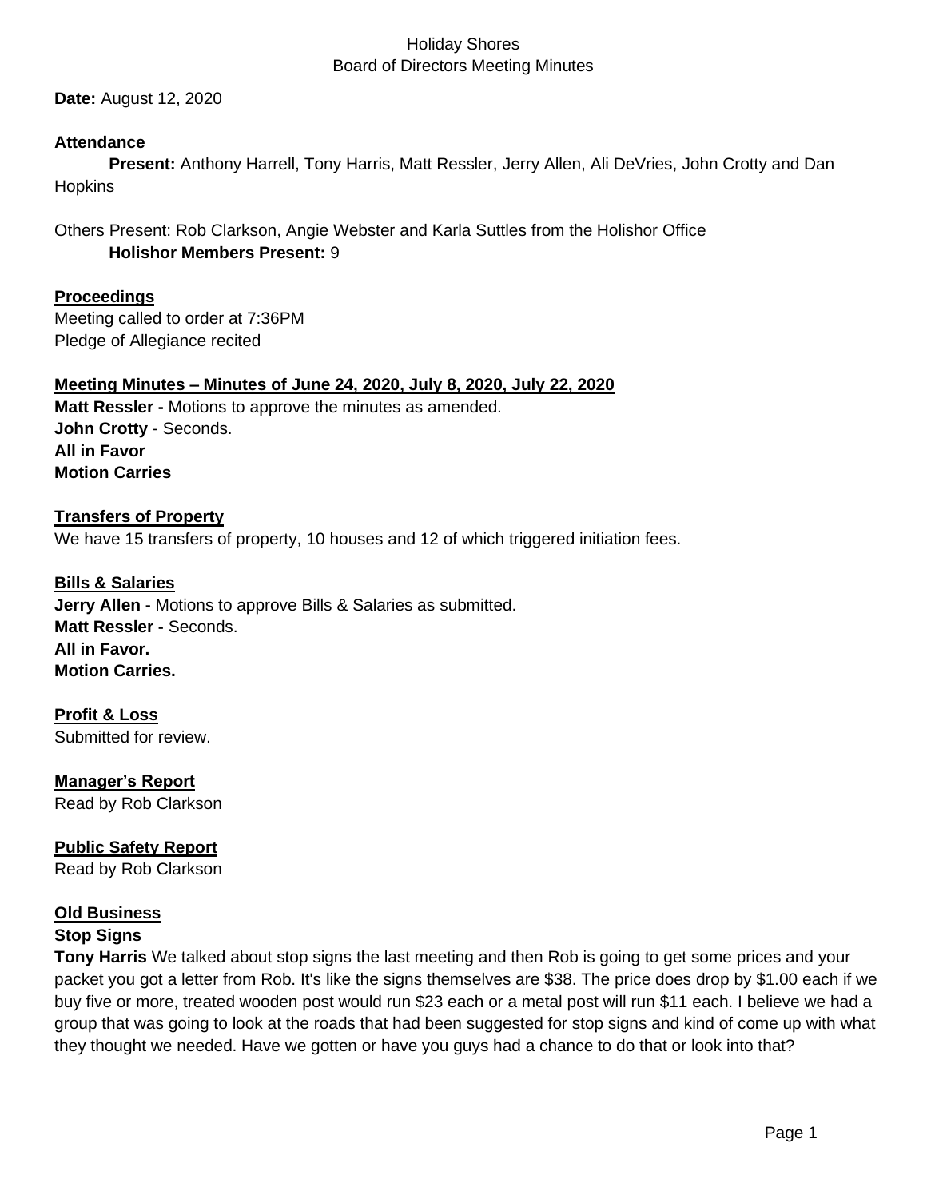Holiday Shores
Board of Directors Meeting Minutes

**Date:** August 12, 2020

**Attendance**

**Present:** Anthony Harrell, Tony Harris, Matt Ressler, Jerry Allen, Ali DeVries, John Crotty and Dan Hopkins

Others Present: Rob Clarkson, Angie Webster and Karla Suttles from the Holishor Office

**Holishor Members Present:** 9

## Proceedings

Meeting called to order at 7:36PM

Pledge of Allegiance recited

## Meeting Minutes – Minutes of June 24, 2020, July 8, 2020, July 22, 2020

**Matt Ressler -** Motions to approve the minutes as amended.

**John Crotty** - Seconds.

**All in Favor**

**Motion Carries**

## Transfers of Property

We have 15 transfers of property, 10 houses and 12 of which triggered initiation fees.

## Bills & Salaries

**Jerry Allen -** Motions to approve Bills & Salaries as submitted.

**Matt Ressler -** Seconds.

**All in Favor.**

**Motion Carries.**

## Profit & Loss

Submitted for review.

## Manager's Report

Read by Rob Clarkson

## Public Safety Report

Read by Rob Clarkson

## Old Business

### Stop Signs

**Tony Harris** We talked about stop signs the last meeting and then Rob is going to get some prices and your packet you got a letter from Rob. It's like the signs themselves are $38. The price does drop by $1.00 each if we buy five or more, treated wooden post would run $23 each or a metal post will run $11 each. I believe we had a group that was going to look at the roads that had been suggested for stop signs and kind of come up with what they thought we needed. Have we gotten or have you guys had a chance to do that or look into that?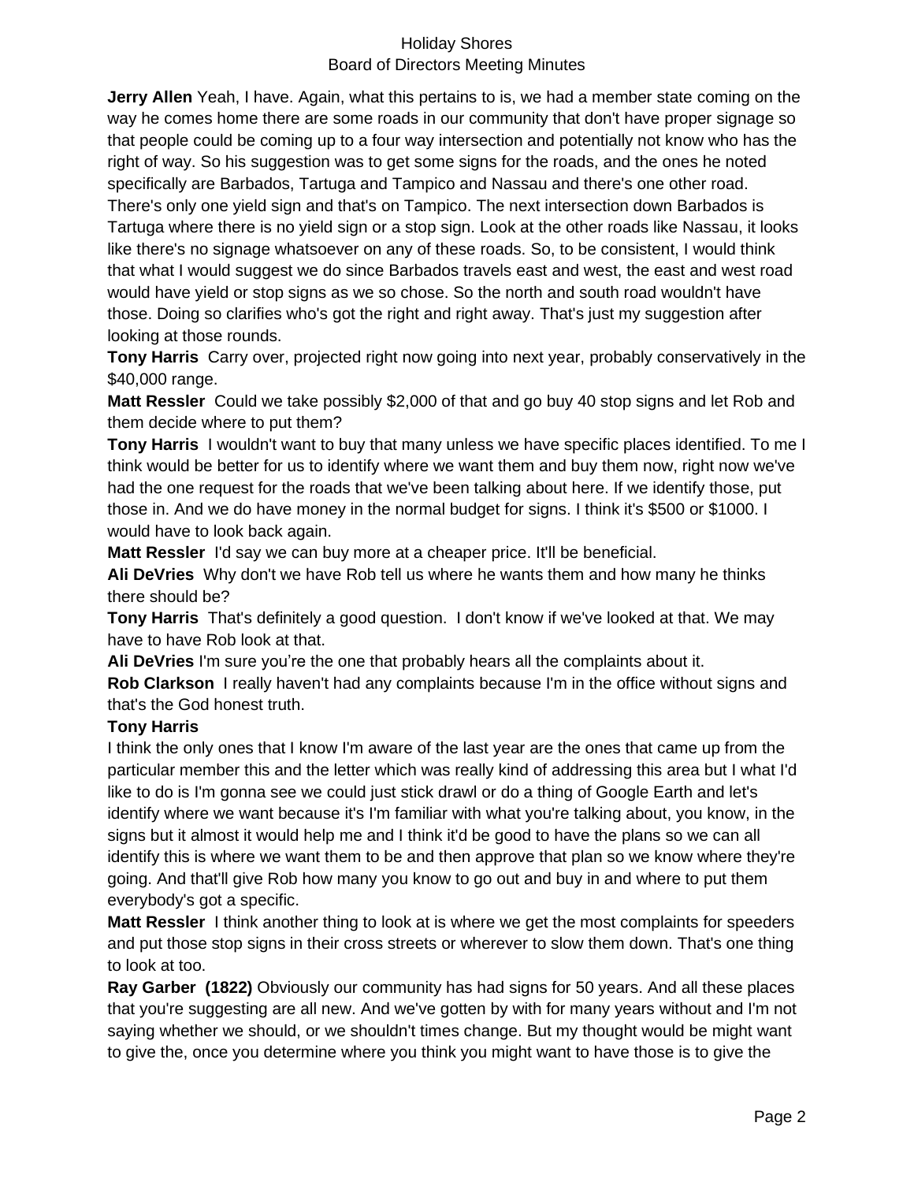**Jerry Allen** Yeah, I have. Again, what this pertains to is, we had a member state coming on the way he comes home there are some roads in our community that don't have proper signage so that people could be coming up to a four way intersection and potentially not know who has the right of way. So his suggestion was to get some signs for the roads, and the ones he noted specifically are Barbados, Tartuga and Tampico and Nassau and there's one other road. There's only one yield sign and that's on Tampico. The next intersection down Barbados is Tartuga where there is no yield sign or a stop sign. Look at the other roads like Nassau, it looks like there's no signage whatsoever on any of these roads. So, to be consistent, I would think that what I would suggest we do since Barbados travels east and west, the east and west road would have yield or stop signs as we so chose. So the north and south road wouldn't have those. Doing so clarifies who's got the right and right away. That's just my suggestion after looking at those rounds.

**Tony Harris** Carry over, projected right now going into next year, probably conservatively in the $40,000 range.

**Matt Ressler** Could we take possibly $2,000 of that and go buy 40 stop signs and let Rob and them decide where to put them?

**Tony Harris** I wouldn't want to buy that many unless we have specific places identified. To me I think would be better for us to identify where we want them and buy them now, right now we've had the one request for the roads that we've been talking about here. If we identify those, put those in. And we do have money in the normal budget for signs. I think it's $500 or $1000. I would have to look back again.

**Matt Ressler** I'd say we can buy more at a cheaper price. It'll be beneficial.

**Ali DeVries** Why don't we have Rob tell us where he wants them and how many he thinks there should be?

**Tony Harris** That's definitely a good question. I don't know if we've looked at that. We may have to have Rob look at that.

**Ali DeVries** I'm sure you're the one that probably hears all the complaints about it.

**Rob Clarkson** I really haven't had any complaints because I'm in the office without signs and that's the God honest truth.

**Tony Harris**
I think the only ones that I know I'm aware of the last year are the ones that came up from the particular member this and the letter which was really kind of addressing this area but I what I'd like to do is I'm gonna see we could just stick drawl or do a thing of Google Earth and let's identify where we want because it's I'm familiar with what you're talking about, you know, in the signs but it almost it would help me and I think it'd be good to have the plans so we can all identify this is where we want them to be and then approve that plan so we know where they're going. And that'll give Rob how many you know to go out and buy in and where to put them everybody's got a specific.

**Matt Ressler** I think another thing to look at is where we get the most complaints for speeders and put those stop signs in their cross streets or wherever to slow them down. That's one thing to look at too.

**Ray Garber (1822)** Obviously our community has had signs for 50 years. And all these places that you're suggesting are all new. And we've gotten by with for many years without and I'm not saying whether we should, or we shouldn't times change. But my thought would be might want to give the, once you determine where you think you might want to have those is to give the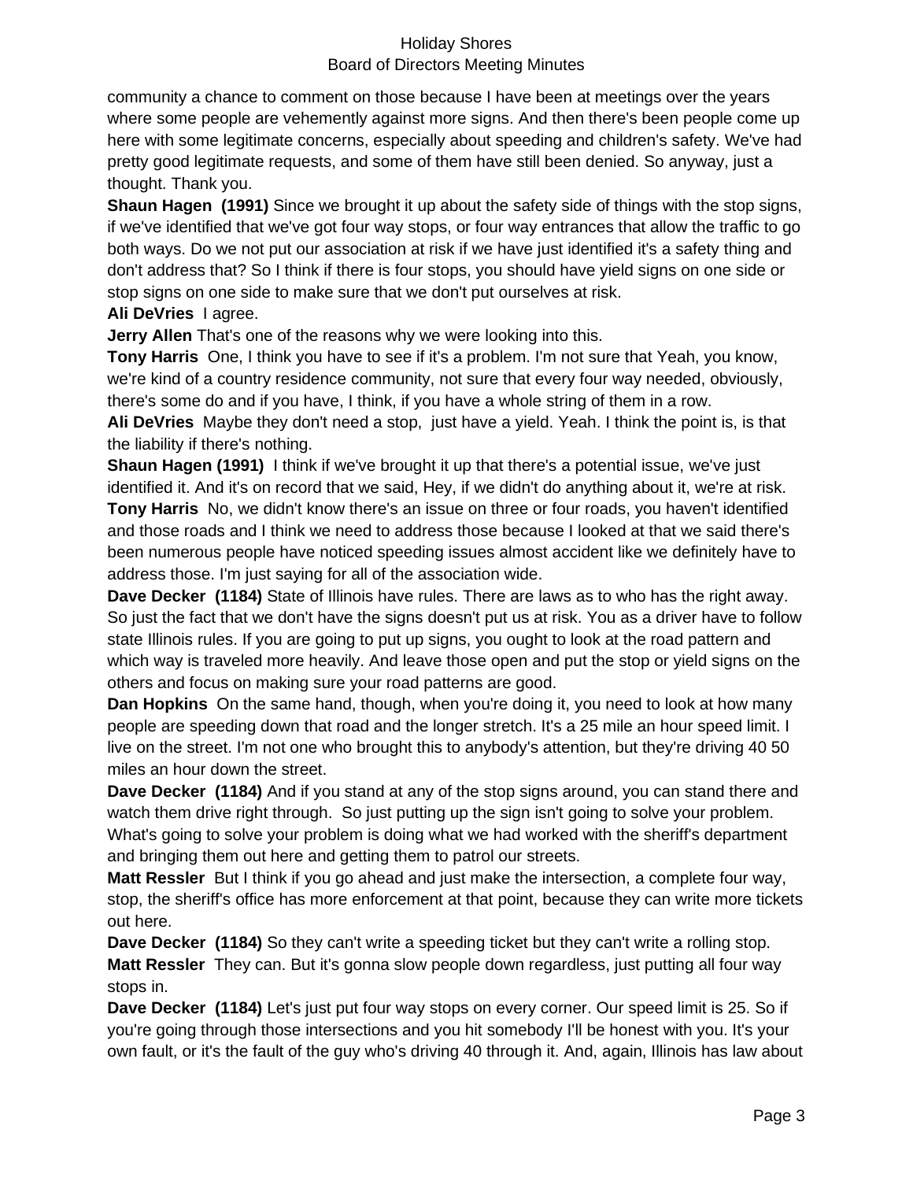community a chance to comment on those because I have been at meetings over the years where some people are vehemently against more signs. And then there's been people come up here with some legitimate concerns, especially about speeding and children's safety. We've had pretty good legitimate requests, and some of them have still been denied. So anyway, just a thought. Thank you.

**Shaun Hagen (1991)** Since we brought it up about the safety side of things with the stop signs, if we've identified that we've got four way stops, or four way entrances that allow the traffic to go both ways. Do we not put our association at risk if we have just identified it's a safety thing and don't address that? So I think if there is four stops, you should have yield signs on one side or stop signs on one side to make sure that we don't put ourselves at risk.

**Ali DeVries** I agree.

**Jerry Allen** That's one of the reasons why we were looking into this.

**Tony Harris** One, I think you have to see if it's a problem. I'm not sure that Yeah, you know, we're kind of a country residence community, not sure that every four way needed, obviously, there's some do and if you have, I think, if you have a whole string of them in a row.

**Ali DeVries** Maybe they don't need a stop, just have a yield. Yeah. I think the point is, is that the liability if there's nothing.

**Shaun Hagen (1991)** I think if we've brought it up that there's a potential issue, we've just identified it. And it's on record that we said, Hey, if we didn't do anything about it, we're at risk.

**Tony Harris** No, we didn't know there's an issue on three or four roads, you haven't identified and those roads and I think we need to address those because I looked at that we said there's been numerous people have noticed speeding issues almost accident like we definitely have to address those. I'm just saying for all of the association wide.

**Dave Decker (1184)** State of Illinois have rules. There are laws as to who has the right away. So just the fact that we don't have the signs doesn't put us at risk. You as a driver have to follow state Illinois rules. If you are going to put up signs, you ought to look at the road pattern and which way is traveled more heavily. And leave those open and put the stop or yield signs on the others and focus on making sure your road patterns are good.

**Dan Hopkins** On the same hand, though, when you're doing it, you need to look at how many people are speeding down that road and the longer stretch. It's a 25 mile an hour speed limit. I live on the street. I'm not one who brought this to anybody's attention, but they're driving 40 50 miles an hour down the street.

**Dave Decker (1184)** And if you stand at any of the stop signs around, you can stand there and watch them drive right through. So just putting up the sign isn't going to solve your problem. What's going to solve your problem is doing what we had worked with the sheriff's department and bringing them out here and getting them to patrol our streets.

**Matt Ressler** But I think if you go ahead and just make the intersection, a complete four way, stop, the sheriff's office has more enforcement at that point, because they can write more tickets out here.

**Dave Decker (1184)** So they can't write a speeding ticket but they can't write a rolling stop.

**Matt Ressler** They can. But it's gonna slow people down regardless, just putting all four way stops in.

**Dave Decker (1184)** Let's just put four way stops on every corner. Our speed limit is 25. So if you're going through those intersections and you hit somebody I'll be honest with you. It's your own fault, or it's the fault of the guy who's driving 40 through it. And, again, Illinois has law about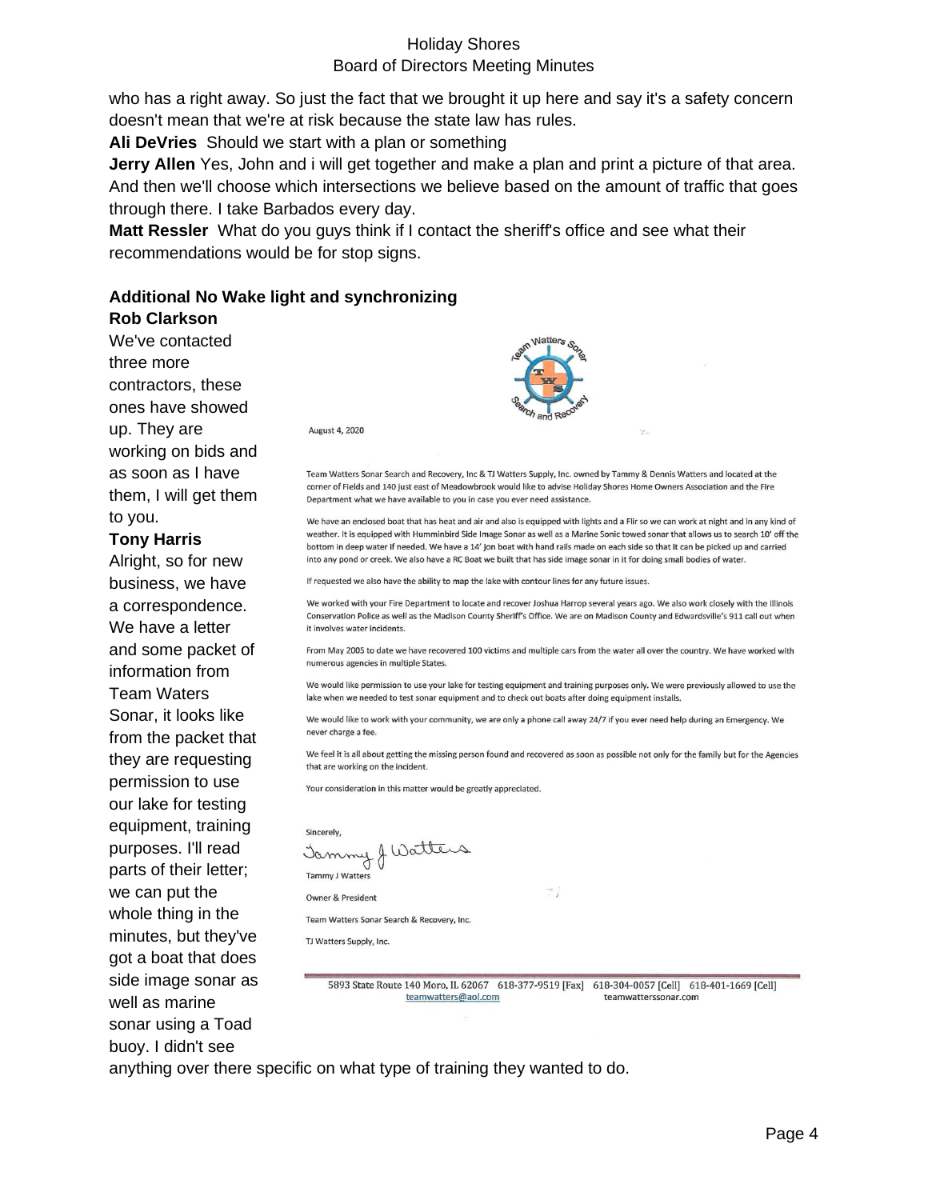who has a right away. So just the fact that we brought it up here and say it's a safety concern doesn't mean that we're at risk because the state law has rules.

**Ali DeVries** Should we start with a plan or something

**Jerry Allen** Yes, John and i will get together and make a plan and print a picture of that area. And then we'll choose which intersections we believe based on the amount of traffic that goes through there. I take Barbados every day.

**Matt Ressler** What do you guys think if I contact the sheriff's office and see what their recommendations would be for stop signs.

**Additional No Wake light and synchronizing**

**Rob Clarkson**

We've contacted three more contractors, these ones have showed up. They are working on bids and as soon as I have them, I will get them to you.

**Tony Harris**

Alright, so for new business, we have a correspondence. We have a letter and some packet of information from Team Waters Sonar, it looks like from the packet that they are requesting permission to use our lake for testing equipment, training purposes. I'll read parts of their letter; we can put the whole thing in the minutes, but they've got a boat that does side image sonar as well as marine sonar using a Toad buoy. I didn't see anything over there specific on what type of training they wanted to do.

Team Watters Sonar Search and Recovery

August 4, 2020

Team Watters Sonar Search and Recovery, Inc & TJ Watters Supply, Inc. owned by Tammy & Dennis Watters and located at the corner of Fields and 140 just east of Meadowbrook would like to advise Holiday Shores Home Owners Association and the Fire Department what we have available to you in case you ever need assistance.

We have an enclosed boat that has heat and air and also is equipped with lights and a Flir so we can work at night and in any kind of weather. It is equipped with Humminbird Side Image Sonar as well as a Marine Sonic towed sonar that allows us to search 10' off the bottom in deep water if needed. We have a 14' jon boat with hand rails made on each side so that it can be picked up and carried into any pond or creek. We also have a RC Boat we built that has side image sonar in it for doing small bodies of water.

If requested we also have the ability to map the lake with contour lines for any future issues.

We worked with your Fire Department to locate and recover Joshua Harrop several years ago. We also work closely with the Illinois Conservation Police as well as the Madison County Sheriff's Office. We are on Madison County and Edwardsville's 911 call out when it involves water incidents.

From May 2005 to date we have recovered 100 victims and multiple cars from the water all over the country. We have worked with numerous agencies in multiple States.

We would like permission to use your lake for testing equipment and training purposes only. We were previously allowed to use the lake when we needed to test sonar equipment and to check out boats after doing equipment installs.

We would like to work with your community, we are only a phone call away 24/7 if you ever need help during an Emergency. We never charge a fee.

We feel it is all about getting the missing person found and recovered as soon as possible not only for the family but for the Agencies that are working on the incident.

Your consideration in this matter would be greatly appreciated.

Sincerely,

Tammy J Watters

Owner & President

Team Watters Sonar Search & Recovery, Inc.

TJ Watters Supply, Inc.

5893 State Route 140 Moro, IL 62067 618-377-9519 [Fax] 618-304-0057 [Cell] 618-401-1669 [Cell]
teamwatters@aol.com teamwatterssonar.com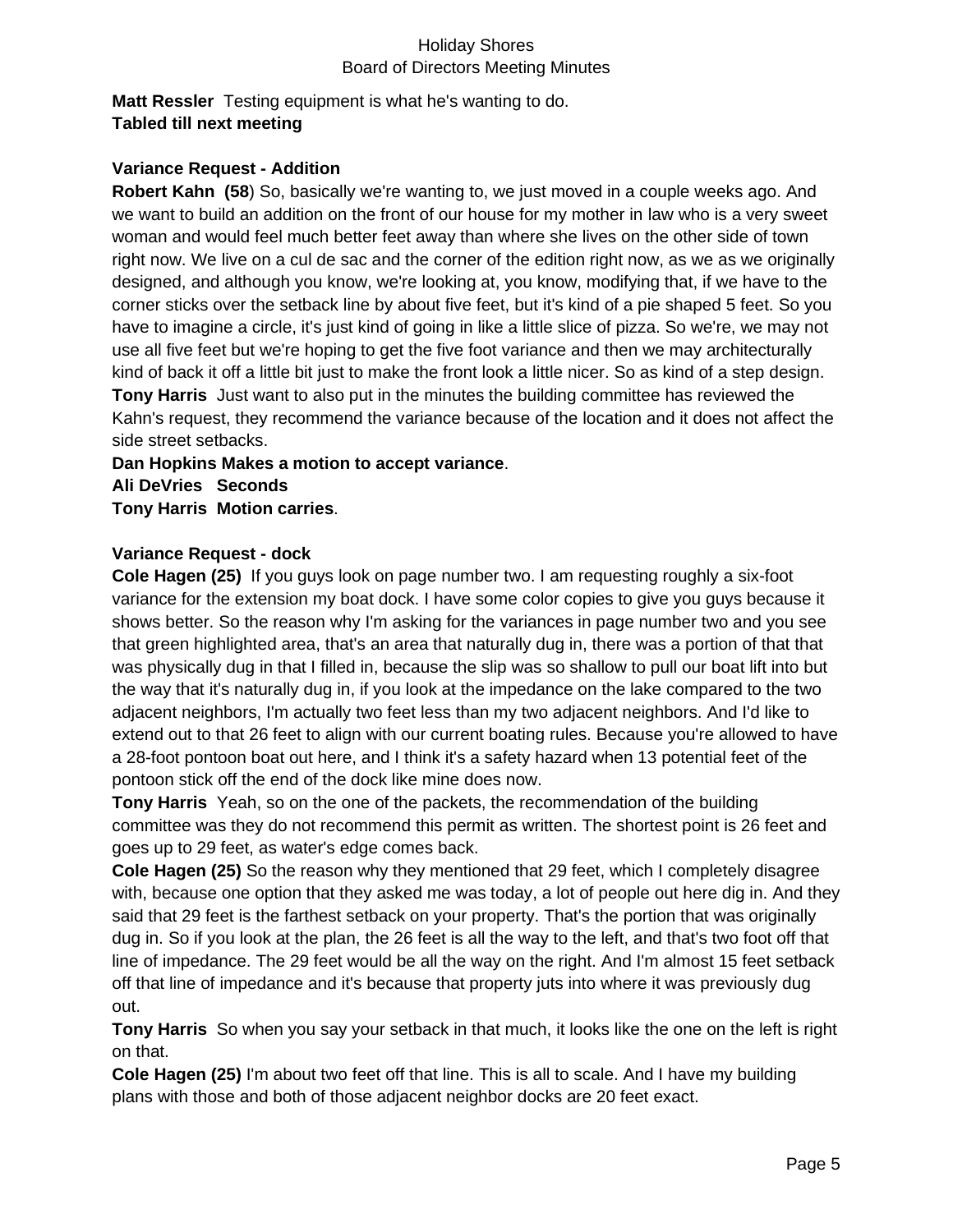**Matt Ressler** Testing equipment is what he's wanting to do.
**Tabled till next meeting**

**Variance Request - Addition**

**Robert Kahn (58**) So, basically we're wanting to, we just moved in a couple weeks ago. And we want to build an addition on the front of our house for my mother in law who is a very sweet woman and would feel much better feet away than where she lives on the other side of town right now. We live on a cul de sac and the corner of the edition right now, as we as we originally designed, and although you know, we're looking at, you know, modifying that, if we have to the corner sticks over the setback line by about five feet, but it's kind of a pie shaped 5 feet. So you have to imagine a circle, it's just kind of going in like a little slice of pizza. So we're, we may not use all five feet but we're hoping to get the five foot variance and then we may architecturally kind of back it off a little bit just to make the front look a little nicer. So as kind of a step design.
**Tony Harris** Just want to also put in the minutes the building committee has reviewed the Kahn's request, they recommend the variance because of the location and it does not affect the side street setbacks.
**Dan Hopkins Makes a motion to accept variance**.
**Ali DeVries Seconds**
**Tony Harris Motion carries**.

**Variance Request - dock**

**Cole Hagen (25)** If you guys look on page number two. I am requesting roughly a six-foot variance for the extension my boat dock. I have some color copies to give you guys because it shows better. So the reason why I'm asking for the variances in page number two and you see that green highlighted area, that's an area that naturally dug in, there was a portion of that that was physically dug in that I filled in, because the slip was so shallow to pull our boat lift into but the way that it's naturally dug in, if you look at the impedance on the lake compared to the two adjacent neighbors, I'm actually two feet less than my two adjacent neighbors. And I'd like to extend out to that 26 feet to align with our current boating rules. Because you're allowed to have a 28-foot pontoon boat out here, and I think it's a safety hazard when 13 potential feet of the pontoon stick off the end of the dock like mine does now.
**Tony Harris** Yeah, so on the one of the packets, the recommendation of the building committee was they do not recommend this permit as written. The shortest point is 26 feet and goes up to 29 feet, as water's edge comes back.
**Cole Hagen (25)** So the reason why they mentioned that 29 feet, which I completely disagree with, because one option that they asked me was today, a lot of people out here dig in. And they said that 29 feet is the farthest setback on your property. That's the portion that was originally dug in. So if you look at the plan, the 26 feet is all the way to the left, and that's two foot off that line of impedance. The 29 feet would be all the way on the right. And I'm almost 15 feet setback off that line of impedance and it's because that property juts into where it was previously dug out.
**Tony Harris** So when you say your setback in that much, it looks like the one on the left is right on that.
**Cole Hagen (25)** I'm about two feet off that line. This is all to scale. And I have my building plans with those and both of those adjacent neighbor docks are 20 feet exact.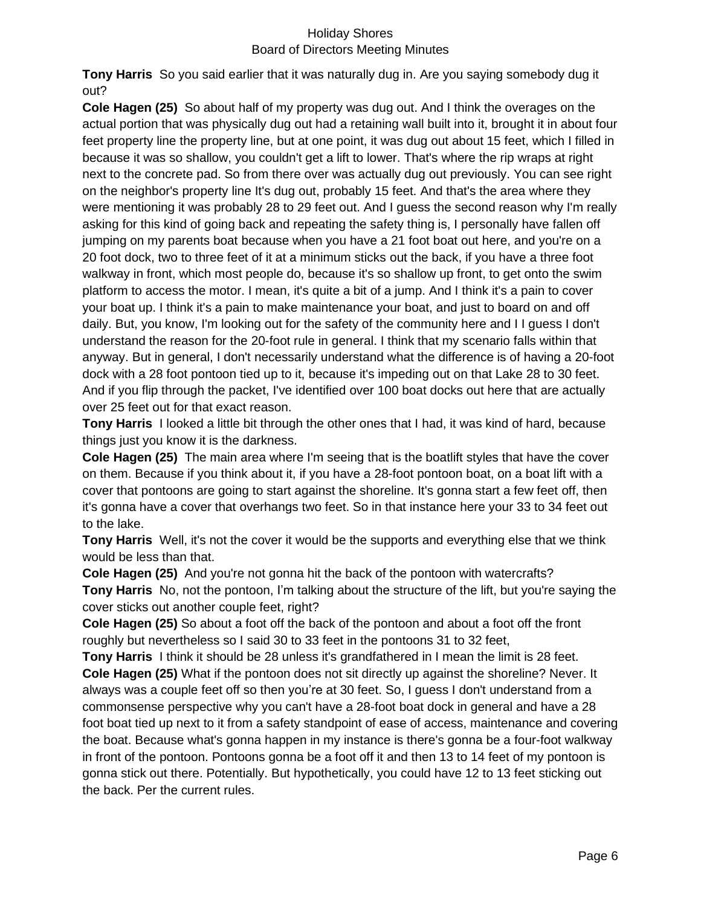**Tony Harris** So you said earlier that it was naturally dug in. Are you saying somebody dug it out?

**Cole Hagen (25)** So about half of my property was dug out. And I think the overages on the actual portion that was physically dug out had a retaining wall built into it, brought it in about four feet property line the property line, but at one point, it was dug out about 15 feet, which I filled in because it was so shallow, you couldn't get a lift to lower. That's where the rip wraps at right next to the concrete pad. So from there over was actually dug out previously. You can see right on the neighbor's property line It's dug out, probably 15 feet. And that's the area where they were mentioning it was probably 28 to 29 feet out. And I guess the second reason why I'm really asking for this kind of going back and repeating the safety thing is, I personally have fallen off jumping on my parents boat because when you have a 21 foot boat out here, and you're on a 20 foot dock, two to three feet of it at a minimum sticks out the back, if you have a three foot walkway in front, which most people do, because it's so shallow up front, to get onto the swim platform to access the motor. I mean, it's quite a bit of a jump. And I think it's a pain to cover your boat up. I think it's a pain to make maintenance your boat, and just to board on and off daily. But, you know, I'm looking out for the safety of the community here and I I guess I don't understand the reason for the 20-foot rule in general. I think that my scenario falls within that anyway. But in general, I don't necessarily understand what the difference is of having a 20-foot dock with a 28 foot pontoon tied up to it, because it's impeding out on that Lake 28 to 30 feet. And if you flip through the packet, I've identified over 100 boat docks out here that are actually over 25 feet out for that exact reason.

**Tony Harris** I looked a little bit through the other ones that I had, it was kind of hard, because things just you know it is the darkness.

**Cole Hagen (25)** The main area where I'm seeing that is the boatlift styles that have the cover on them. Because if you think about it, if you have a 28-foot pontoon boat, on a boat lift with a cover that pontoons are going to start against the shoreline. It's gonna start a few feet off, then it's gonna have a cover that overhangs two feet. So in that instance here your 33 to 34 feet out to the lake.

**Tony Harris** Well, it's not the cover it would be the supports and everything else that we think would be less than that.

**Cole Hagen (25)** And you're not gonna hit the back of the pontoon with watercrafts?

**Tony Harris** No, not the pontoon, I'm talking about the structure of the lift, but you're saying the cover sticks out another couple feet, right?

**Cole Hagen (25)** So about a foot off the back of the pontoon and about a foot off the front roughly but nevertheless so I said 30 to 33 feet in the pontoons 31 to 32 feet,

**Tony Harris** I think it should be 28 unless it's grandfathered in I mean the limit is 28 feet.

**Cole Hagen (25)** What if the pontoon does not sit directly up against the shoreline? Never. It always was a couple feet off so then you're at 30 feet. So, I guess I don't understand from a commonsense perspective why you can't have a 28-foot boat dock in general and have a 28 foot boat tied up next to it from a safety standpoint of ease of access, maintenance and covering the boat. Because what's gonna happen in my instance is there's gonna be a four-foot walkway in front of the pontoon. Pontoons gonna be a foot off it and then 13 to 14 feet of my pontoon is gonna stick out there. Potentially. But hypothetically, you could have 12 to 13 feet sticking out the back. Per the current rules.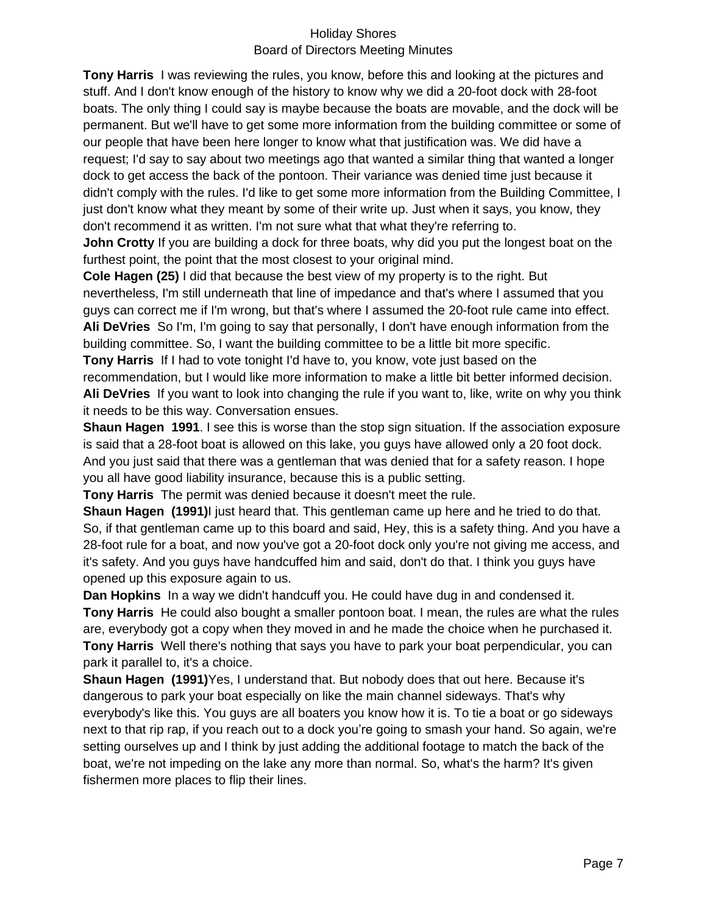**Tony Harris** I was reviewing the rules, you know, before this and looking at the pictures and stuff. And I don't know enough of the history to know why we did a 20-foot dock with 28-foot boats. The only thing I could say is maybe because the boats are movable, and the dock will be permanent. But we'll have to get some more information from the building committee or some of our people that have been here longer to know what that justification was. We did have a request; I'd say to say about two meetings ago that wanted a similar thing that wanted a longer dock to get access the back of the pontoon. Their variance was denied time just because it didn't comply with the rules. I'd like to get some more information from the Building Committee, I just don't know what they meant by some of their write up. Just when it says, you know, they don't recommend it as written. I'm not sure what that what they're referring to.

**John Crotty** If you are building a dock for three boats, why did you put the longest boat on the furthest point, the point that the most closest to your original mind.

**Cole Hagen (25)** I did that because the best view of my property is to the right. But nevertheless, I'm still underneath that line of impedance and that's where I assumed that you guys can correct me if I'm wrong, but that's where I assumed the 20-foot rule came into effect.

**Ali DeVries** So I'm, I'm going to say that personally, I don't have enough information from the building committee. So, I want the building committee to be a little bit more specific.

**Tony Harris** If I had to vote tonight I'd have to, you know, vote just based on the recommendation, but I would like more information to make a little bit better informed decision.

**Ali DeVries** If you want to look into changing the rule if you want to, like, write on why you think it needs to be this way. Conversation ensues.

**Shaun Hagen 1991**. I see this is worse than the stop sign situation. If the association exposure is said that a 28-foot boat is allowed on this lake, you guys have allowed only a 20 foot dock. And you just said that there was a gentleman that was denied that for a safety reason. I hope you all have good liability insurance, because this is a public setting.

**Tony Harris** The permit was denied because it doesn't meet the rule.

**Shaun Hagen (1991)**I just heard that. This gentleman came up here and he tried to do that. So, if that gentleman came up to this board and said, Hey, this is a safety thing. And you have a 28-foot rule for a boat, and now you've got a 20-foot dock only you're not giving me access, and it's safety. And you guys have handcuffed him and said, don't do that. I think you guys have opened up this exposure again to us.

**Dan Hopkins** In a way we didn't handcuff you. He could have dug in and condensed it.

**Tony Harris** He could also bought a smaller pontoon boat. I mean, the rules are what the rules are, everybody got a copy when they moved in and he made the choice when he purchased it.

**Tony Harris** Well there's nothing that says you have to park your boat perpendicular, you can park it parallel to, it's a choice.

**Shaun Hagen (1991)**Yes, I understand that. But nobody does that out here. Because it's dangerous to park your boat especially on like the main channel sideways. That's why everybody's like this. You guys are all boaters you know how it is. To tie a boat or go sideways next to that rip rap, if you reach out to a dock you're going to smash your hand. So again, we're setting ourselves up and I think by just adding the additional footage to match the back of the boat, we're not impeding on the lake any more than normal. So, what's the harm? It's given fishermen more places to flip their lines.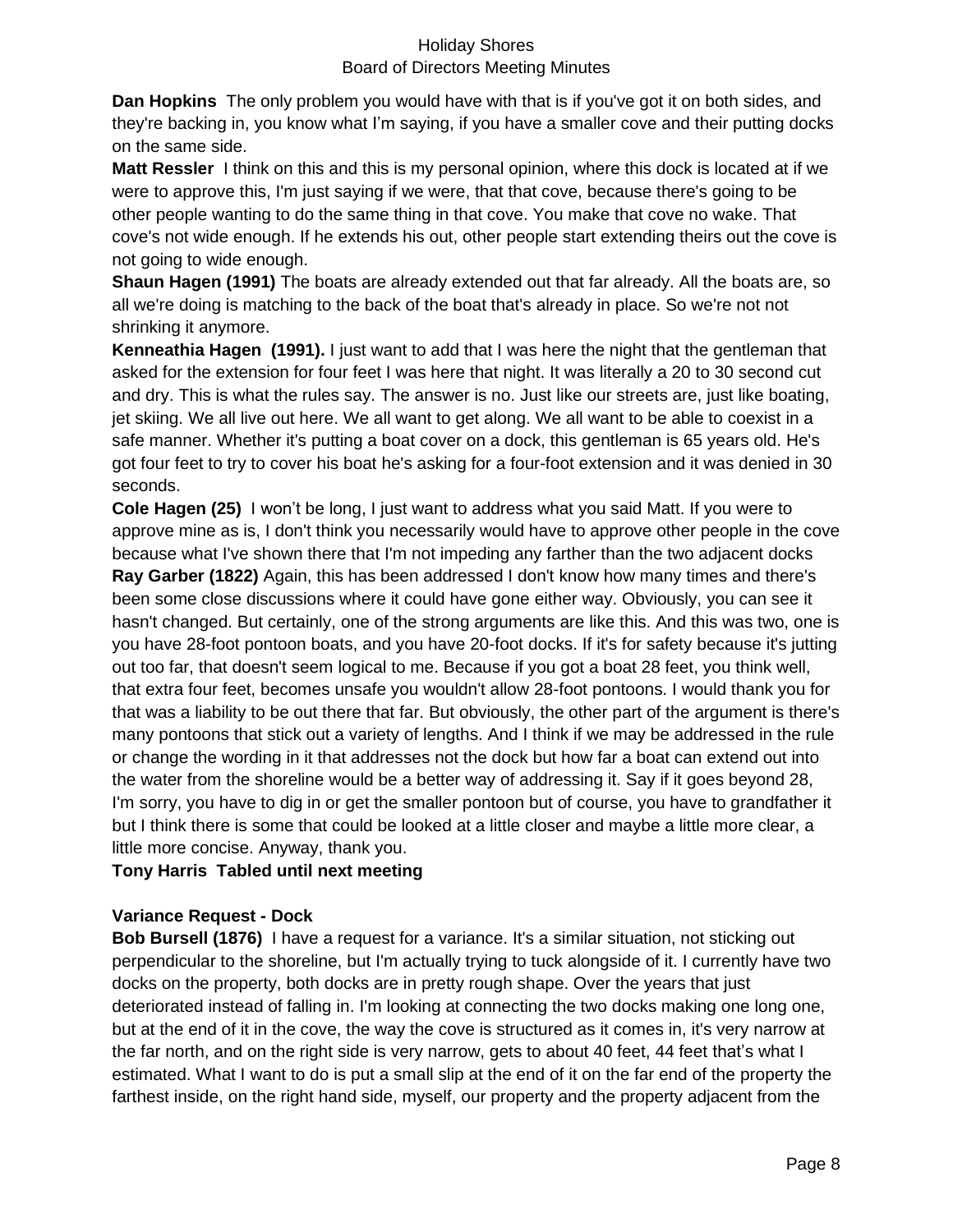**Dan Hopkins** The only problem you would have with that is if you've got it on both sides, and they're backing in, you know what I'm saying, if you have a smaller cove and their putting docks on the same side.

**Matt Ressler** I think on this and this is my personal opinion, where this dock is located at if we were to approve this, I'm just saying if we were, that that cove, because there's going to be other people wanting to do the same thing in that cove. You make that cove no wake. That cove's not wide enough. If he extends his out, other people start extending theirs out the cove is not going to wide enough.

**Shaun Hagen (1991)** The boats are already extended out that far already. All the boats are, so all we're doing is matching to the back of the boat that's already in place. So we're not not shrinking it anymore.

**Kenneathia Hagen (1991).** I just want to add that I was here the night that the gentleman that asked for the extension for four feet I was here that night. It was literally a 20 to 30 second cut and dry. This is what the rules say. The answer is no. Just like our streets are, just like boating, jet skiing. We all live out here. We all want to get along. We all want to be able to coexist in a safe manner. Whether it's putting a boat cover on a dock, this gentleman is 65 years old. He's got four feet to try to cover his boat he's asking for a four-foot extension and it was denied in 30 seconds.

**Cole Hagen (25)** I won't be long, I just want to address what you said Matt. If you were to approve mine as is, I don't think you necessarily would have to approve other people in the cove because what I've shown there that I'm not impeding any farther than the two adjacent docks

**Ray Garber (1822)** Again, this has been addressed I don't know how many times and there's been some close discussions where it could have gone either way. Obviously, you can see it hasn't changed. But certainly, one of the strong arguments are like this. And this was two, one is you have 28-foot pontoon boats, and you have 20-foot docks. If it's for safety because it's jutting out too far, that doesn't seem logical to me. Because if you got a boat 28 feet, you think well, that extra four feet, becomes unsafe you wouldn't allow 28-foot pontoons. I would thank you for that was a liability to be out there that far. But obviously, the other part of the argument is there's many pontoons that stick out a variety of lengths. And I think if we may be addressed in the rule or change the wording in it that addresses not the dock but how far a boat can extend out into the water from the shoreline would be a better way of addressing it. Say if it goes beyond 28, I'm sorry, you have to dig in or get the smaller pontoon but of course, you have to grandfather it but I think there is some that could be looked at a little closer and maybe a little more clear, a little more concise. Anyway, thank you.

**Tony Harris Tabled until next meeting**

**Variance Request - Dock**

**Bob Bursell (1876)** I have a request for a variance. It's a similar situation, not sticking out perpendicular to the shoreline, but I'm actually trying to tuck alongside of it. I currently have two docks on the property, both docks are in pretty rough shape. Over the years that just deteriorated instead of falling in. I'm looking at connecting the two docks making one long one, but at the end of it in the cove, the way the cove is structured as it comes in, it's very narrow at the far north, and on the right side is very narrow, gets to about 40 feet, 44 feet that's what I estimated. What I want to do is put a small slip at the end of it on the far end of the property the farthest inside, on the right hand side, myself, our property and the property adjacent from the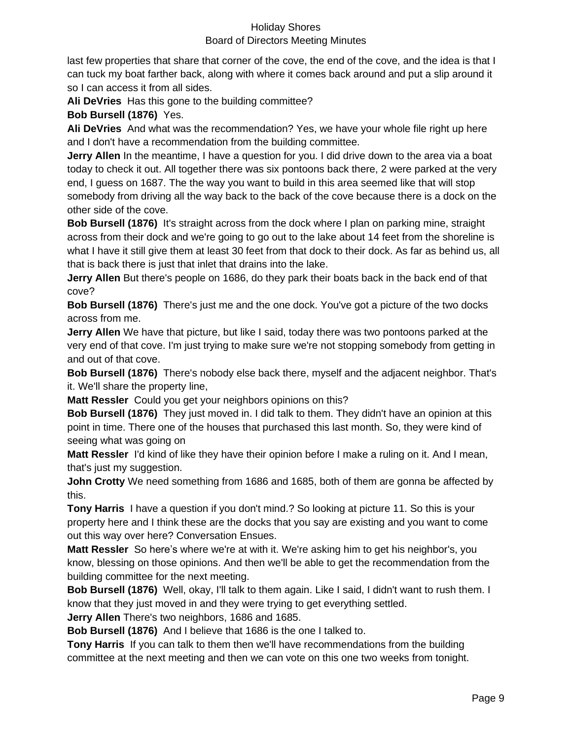last few properties that share that corner of the cove, the end of the cove, and the idea is that I can tuck my boat farther back, along with where it comes back around and put a slip around it so I can access it from all sides.

**Ali DeVries** Has this gone to the building committee?

**Bob Bursell (1876)** Yes.

**Ali DeVries** And what was the recommendation? Yes, we have your whole file right up here and I don't have a recommendation from the building committee.

**Jerry Allen** In the meantime, I have a question for you. I did drive down to the area via a boat today to check it out. All together there was six pontoons back there, 2 were parked at the very end, I guess on 1687. The the way you want to build in this area seemed like that will stop somebody from driving all the way back to the back of the cove because there is a dock on the other side of the cove.

**Bob Bursell (1876)** It's straight across from the dock where I plan on parking mine, straight across from their dock and we're going to go out to the lake about 14 feet from the shoreline is what I have it still give them at least 30 feet from that dock to their dock. As far as behind us, all that is back there is just that inlet that drains into the lake.

**Jerry Allen** But there's people on 1686, do they park their boats back in the back end of that cove?

**Bob Bursell (1876)** There's just me and the one dock. You've got a picture of the two docks across from me.

**Jerry Allen** We have that picture, but like I said, today there was two pontoons parked at the very end of that cove. I'm just trying to make sure we're not stopping somebody from getting in and out of that cove.

**Bob Bursell (1876)** There's nobody else back there, myself and the adjacent neighbor. That's it. We'll share the property line,

**Matt Ressler** Could you get your neighbors opinions on this?

**Bob Bursell (1876)** They just moved in. I did talk to them. They didn't have an opinion at this point in time. There one of the houses that purchased this last month. So, they were kind of seeing what was going on

**Matt Ressler** I'd kind of like they have their opinion before I make a ruling on it. And I mean, that's just my suggestion.

**John Crotty** We need something from 1686 and 1685, both of them are gonna be affected by this.

**Tony Harris** I have a question if you don't mind.? So looking at picture 11. So this is your property here and I think these are the docks that you say are existing and you want to come out this way over here? Conversation Ensues.

**Matt Ressler** So here's where we're at with it. We're asking him to get his neighbor's, you know, blessing on those opinions. And then we'll be able to get the recommendation from the building committee for the next meeting.

**Bob Bursell (1876)** Well, okay, I'll talk to them again. Like I said, I didn't want to rush them. I know that they just moved in and they were trying to get everything settled.

**Jerry Allen** There's two neighbors, 1686 and 1685.

**Bob Bursell (1876)** And I believe that 1686 is the one I talked to.

**Tony Harris** If you can talk to them then we'll have recommendations from the building committee at the next meeting and then we can vote on this one two weeks from tonight.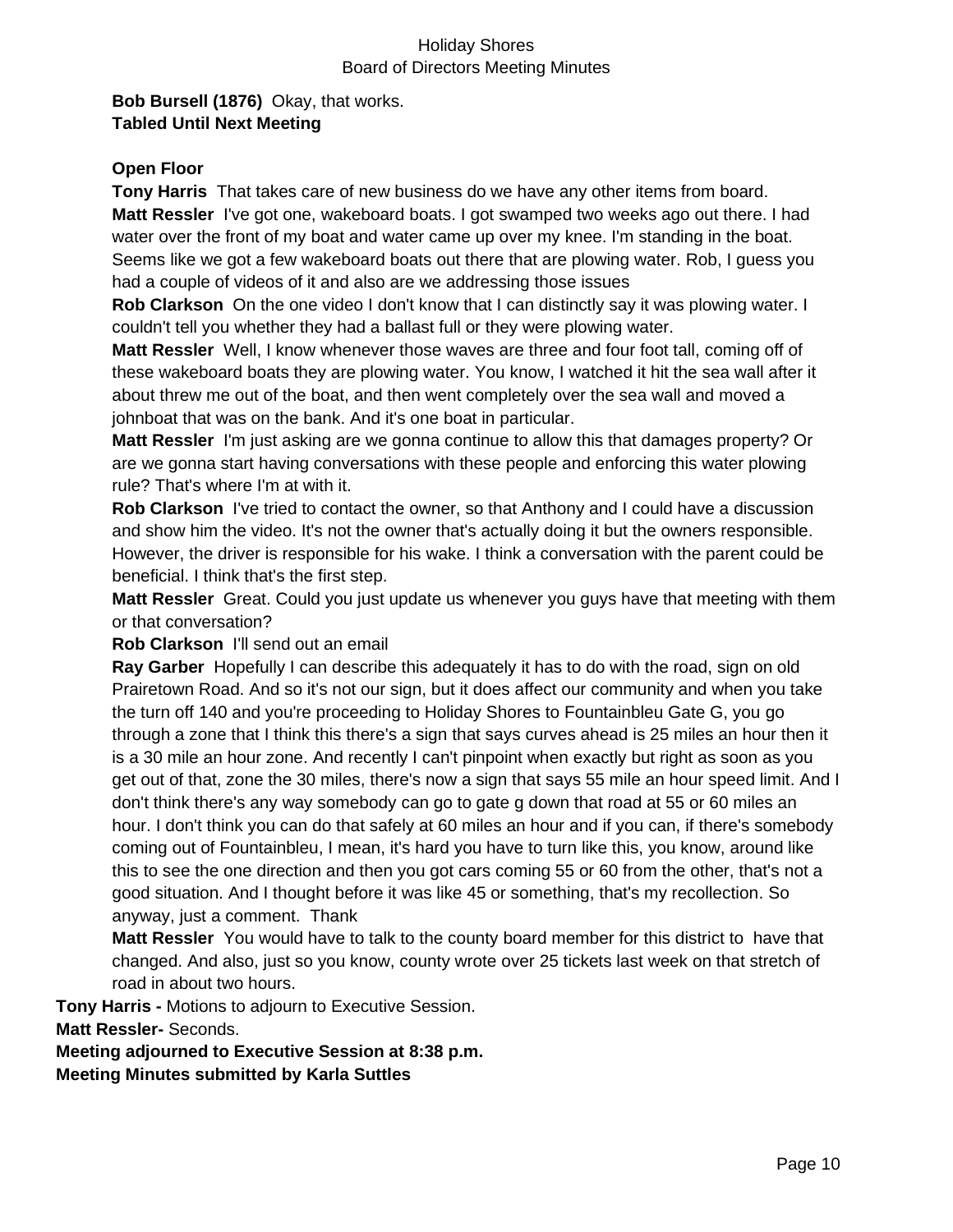**Bob Bursell (1876)** Okay, that works.
**Tabled Until Next Meeting**

**Open Floor**

**Tony Harris** That takes care of new business do we have any other items from board.
**Matt Ressler** I've got one, wakeboard boats. I got swamped two weeks ago out there. I had water over the front of my boat and water came up over my knee. I'm standing in the boat. Seems like we got a few wakeboard boats out there that are plowing water. Rob, I guess you had a couple of videos of it and also are we addressing those issues
**Rob Clarkson** On the one video I don't know that I can distinctly say it was plowing water. I couldn't tell you whether they had a ballast full or they were plowing water.
**Matt Ressler** Well, I know whenever those waves are three and four foot tall, coming off of these wakeboard boats they are plowing water. You know, I watched it hit the sea wall after it about threw me out of the boat, and then went completely over the sea wall and moved a johnboat that was on the bank. And it's one boat in particular.
**Matt Ressler** I'm just asking are we gonna continue to allow this that damages property? Or are we gonna start having conversations with these people and enforcing this water plowing rule? That's where I'm at with it.
**Rob Clarkson** I've tried to contact the owner, so that Anthony and I could have a discussion and show him the video. It's not the owner that's actually doing it but the owners responsible. However, the driver is responsible for his wake. I think a conversation with the parent could be beneficial. I think that's the first step.
**Matt Ressler** Great. Could you just update us whenever you guys have that meeting with them or that conversation?
**Rob Clarkson** I'll send out an email
**Ray Garber** Hopefully I can describe this adequately it has to do with the road, sign on old Prairetown Road. And so it's not our sign, but it does affect our community and when you take the turn off 140 and you're proceeding to Holiday Shores to Fountainbleu Gate G, you go through a zone that I think this there's a sign that says curves ahead is 25 miles an hour then it is a 30 mile an hour zone. And recently I can't pinpoint when exactly but right as soon as you get out of that, zone the 30 miles, there's now a sign that says 55 mile an hour speed limit. And I don't think there's any way somebody can go to gate g down that road at 55 or 60 miles an hour. I don't think you can do that safely at 60 miles an hour and if you can, if there's somebody coming out of Fountainbleu, I mean, it's hard you have to turn like this, you know, around like this to see the one direction and then you got cars coming 55 or 60 from the other, that's not a good situation. And I thought before it was like 45 or something, that's my recollection. So anyway, just a comment. Thank
**Matt Ressler** You would have to talk to the county board member for this district to have that changed. And also, just so you know, county wrote over 25 tickets last week on that stretch of road in about two hours.

**Tony Harris -** Motions to adjourn to Executive Session.
**Matt Ressler-** Seconds.
**Meeting adjourned to Executive Session at 8:38 p.m.**
**Meeting Minutes submitted by Karla Suttles**